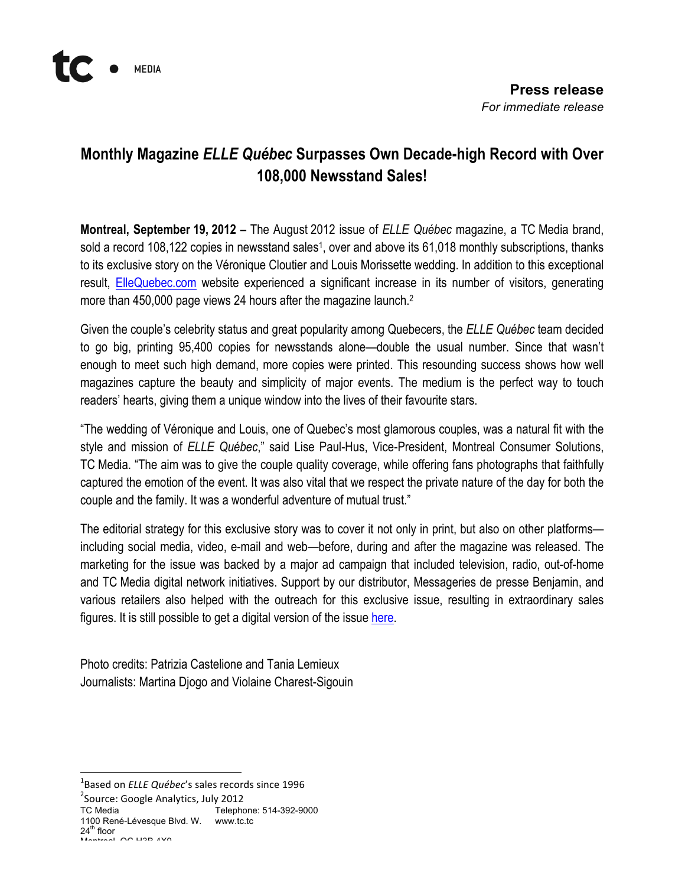tc • MEDIA

**Press release**
*For immediate release*

# Monthly Magazine *ELLE Québec* Surpasses Own Decade-high Record with Over 108,000 Newsstand Sales!

**Montreal, September 19, 2012 –** The August 2012 issue of *ELLE Québec* magazine, a TC Media brand, sold a record 108,122 copies in newsstand sales[1], over and above its 61,018 monthly subscriptions, thanks to its exclusive story on the Véronique Cloutier and Louis Morissette wedding. In addition to this exceptional result, ElleQuebec.com website experienced a significant increase in its number of visitors, generating more than 450,000 page views 24 hours after the magazine launch.[2]

Given the couple's celebrity status and great popularity among Quebecers, the *ELLE Québec* team decided to go big, printing 95,400 copies for newsstands alone—double the usual number. Since that wasn't enough to meet such high demand, more copies were printed. This resounding success shows how well magazines capture the beauty and simplicity of major events. The medium is the perfect way to touch readers' hearts, giving them a unique window into the lives of their favourite stars.

"The wedding of Véronique and Louis, one of Quebec's most glamorous couples, was a natural fit with the style and mission of *ELLE Québec*," said Lise Paul-Hus, Vice-President, Montreal Consumer Solutions, TC Media. "The aim was to give the couple quality coverage, while offering fans photographs that faithfully captured the emotion of the event. It was also vital that we respect the private nature of the day for both the couple and the family. It was a wonderful adventure of mutual trust."

The editorial strategy for this exclusive story was to cover it not only in print, but also on other platforms—including social media, video, e-mail and web—before, during and after the magazine was released. The marketing for the issue was backed by a major ad campaign that included television, radio, out-of-home and TC Media digital network initiatives. Support by our distributor, Messageries de presse Benjamin, and various retailers also helped with the outreach for this exclusive issue, resulting in extraordinary sales figures. It is still possible to get a digital version of the issue here.

Photo credits: Patrizia Castelione and Tania Lemieux
Journalists: Martina Djogo and Violaine Charest-Sigouin

---

[1] Based on *ELLE Québec*'s sales records since 1996
[2] Source: Google Analytics, July 2012

TC Media
1100 René-Lévesque Blvd. W.
24th floor
Montreal, QC H3B 4X9
Telephone: 514-392-9000
www.tc.tc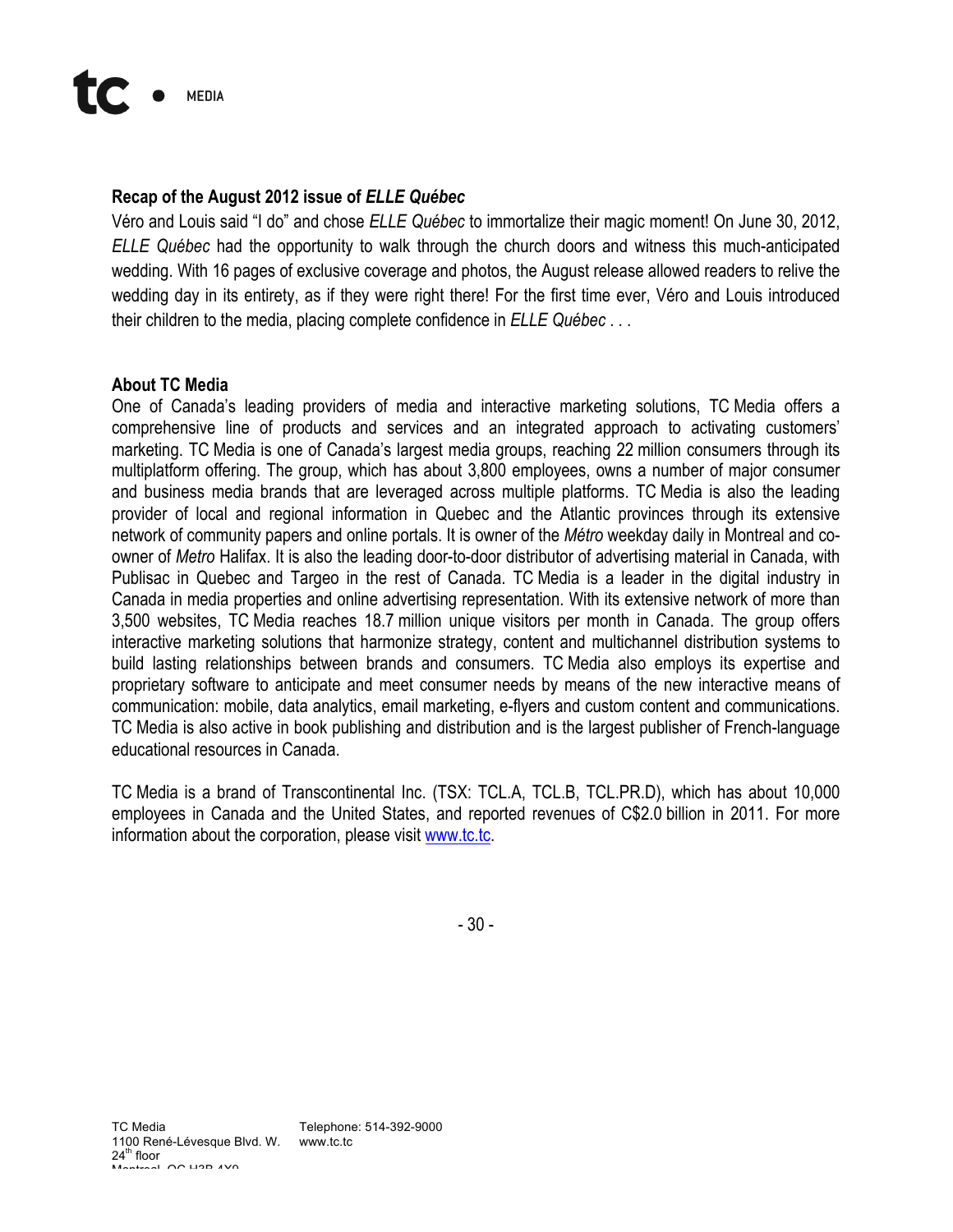**Recap of the August 2012 issue of *ELLE Québec***

Véro and Louis said "I do" and chose *ELLE Québec* to immortalize their magic moment! On June 30, 2012, *ELLE Québec* had the opportunity to walk through the church doors and witness this much-anticipated wedding. With 16 pages of exclusive coverage and photos, the August release allowed readers to relive the wedding day in its entirety, as if they were right there! For the first time ever, Véro and Louis introduced their children to the media, placing complete confidence in *ELLE Québec* . . .

**About TC Media**

One of Canada's leading providers of media and interactive marketing solutions, TC Media offers a comprehensive line of products and services and an integrated approach to activating customers' marketing. TC Media is one of Canada's largest media groups, reaching 22 million consumers through its multiplatform offering. The group, which has about 3,800 employees, owns a number of major consumer and business media brands that are leveraged across multiple platforms. TC Media is also the leading provider of local and regional information in Quebec and the Atlantic provinces through its extensive network of community papers and online portals. It is owner of the *Métro* weekday daily in Montreal and co-owner of *Metro* Halifax. It is also the leading door-to-door distributor of advertising material in Canada, with Publisac in Quebec and Targeo in the rest of Canada. TC Media is a leader in the digital industry in Canada in media properties and online advertising representation. With its extensive network of more than 3,500 websites, TC Media reaches 18.7 million unique visitors per month in Canada. The group offers interactive marketing solutions that harmonize strategy, content and multichannel distribution systems to build lasting relationships between brands and consumers. TC Media also employs its expertise and proprietary software to anticipate and meet consumer needs by means of the new interactive means of communication: mobile, data analytics, email marketing, e-flyers and custom content and communications. TC Media is also active in book publishing and distribution and is the largest publisher of French-language educational resources in Canada.

TC Media is a brand of Transcontinental Inc. (TSX: TCL.A, TCL.B, TCL.PR.D), which has about 10,000 employees in Canada and the United States, and reported revenues of C$2.0 billion in 2011. For more information about the corporation, please visit [www.tc.tc](http://www.tc.tc).

\- 30 -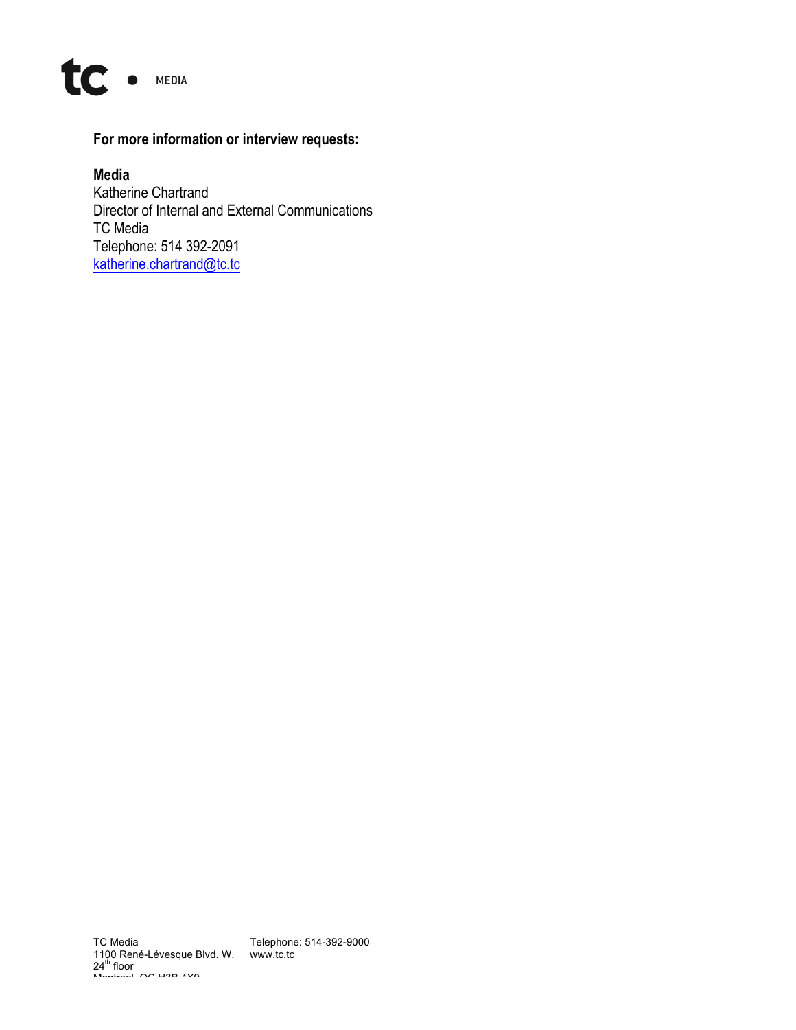**For more information or interview requests:**

**Media**
Katherine Chartrand
Director of Internal and External Communications
TC Media
Telephone: 514 392-2091
katherine.chartrand@tc.tc

TC Media
1100 René-Lévesque Blvd. W.
24th floor
Montreal, QC H3B 4X9

Telephone: 514-392-9000
www.tc.tc